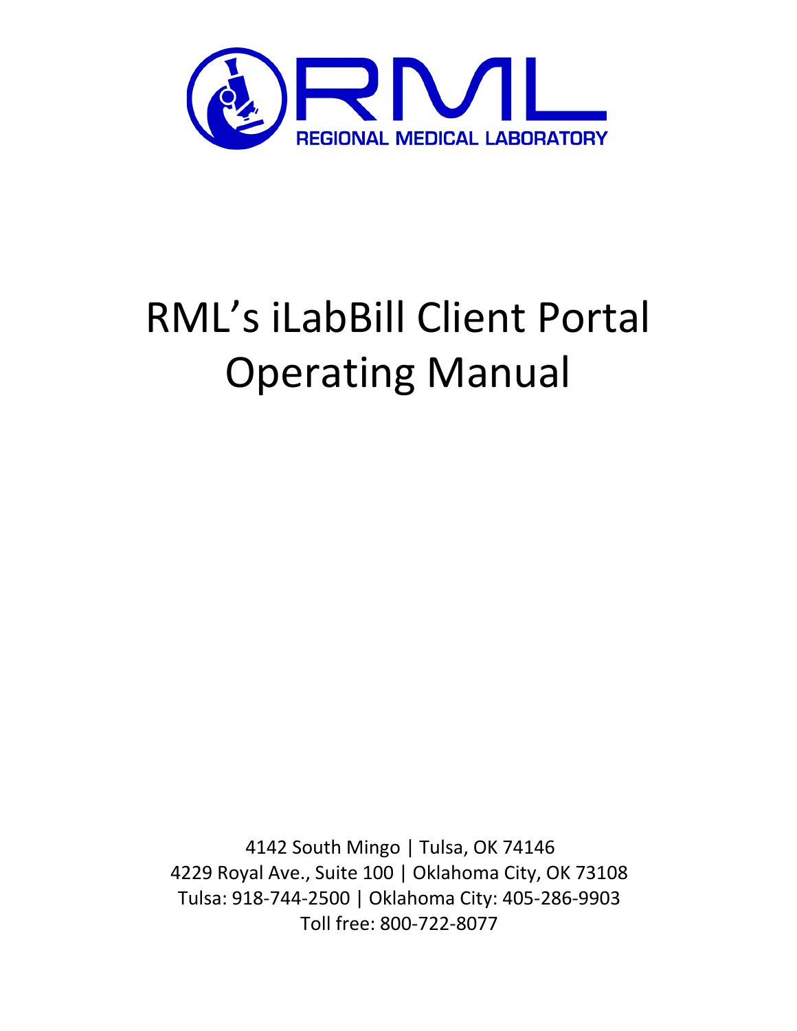RML
REGIONAL MEDICAL LABORATORY

# RML's iLabBill Client Portal Operating Manual

4142 South Mingo | Tulsa, OK 74146
4229 Royal Ave., Suite 100 | Oklahoma City, OK 73108
Tulsa: 918-744-2500 | Oklahoma City: 405-286-9903
Toll free: 800-722-8077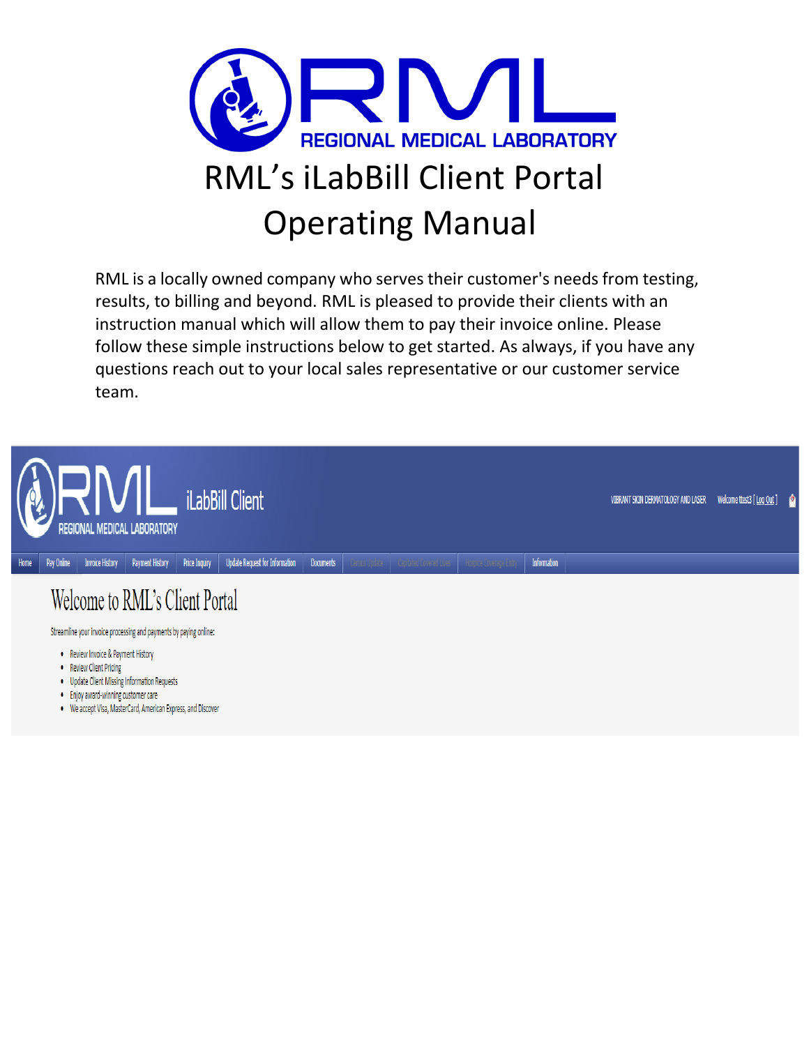# RML's iLabBill Client Portal Operating Manual

RML is a locally owned company who serves their customer's needs from testing, results, to billing and beyond. RML is pleased to provide their clients with an instruction manual which will allow them to pay their invoice online. Please follow these simple instructions below to get started. As always, if you have any questions reach out to your local sales representative or our customer service team.

iLabBill Client

VIBRANT SKIN DERMATOLOGY AND LASER Welcome ttest3 [ Log Out ]

Home | Pay Online | Invoice History | Payment History | Price Inquiry | Update Request for Information | Documents | Census Update | Capitated Covered Lives | Hospice Coverage Entry | Information

## Welcome to RML's Client Portal

Streamline your invoice processing and payments by paying online:

- Review Invoice & Payment History
- Review Client Pricing
- Update Client Missing Information Requests
- Enjoy award-winning customer care
- We accept Visa, MasterCard, American Express, and Discover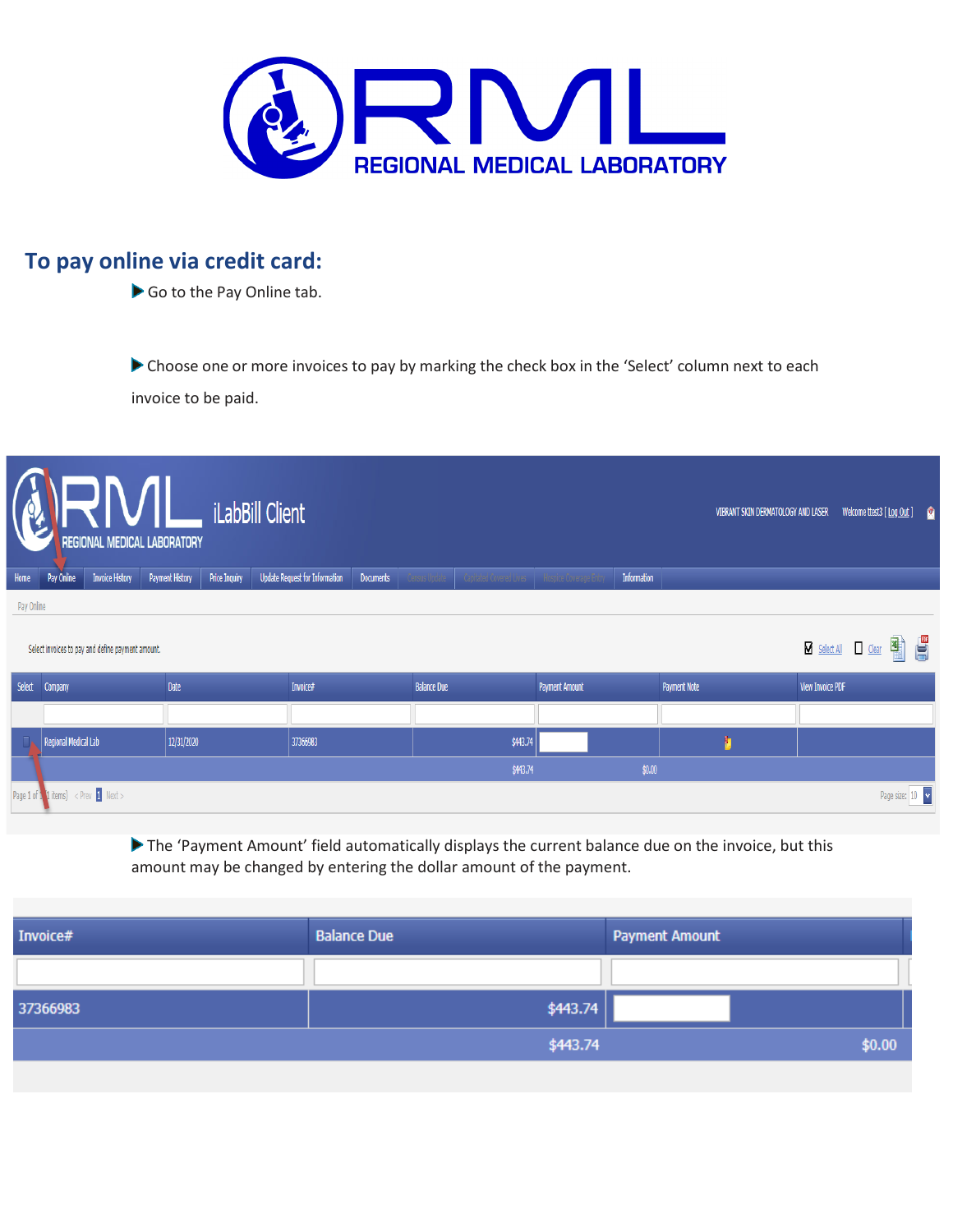## To pay online via credit card:

- Go to the Pay Online tab.

- Choose one or more invoices to pay by marking the check box in the 'Select' column next to each invoice to be paid.

- The 'Payment Amount' field automatically displays the current balance due on the invoice, but this amount may be changed by entering the dollar amount of the payment.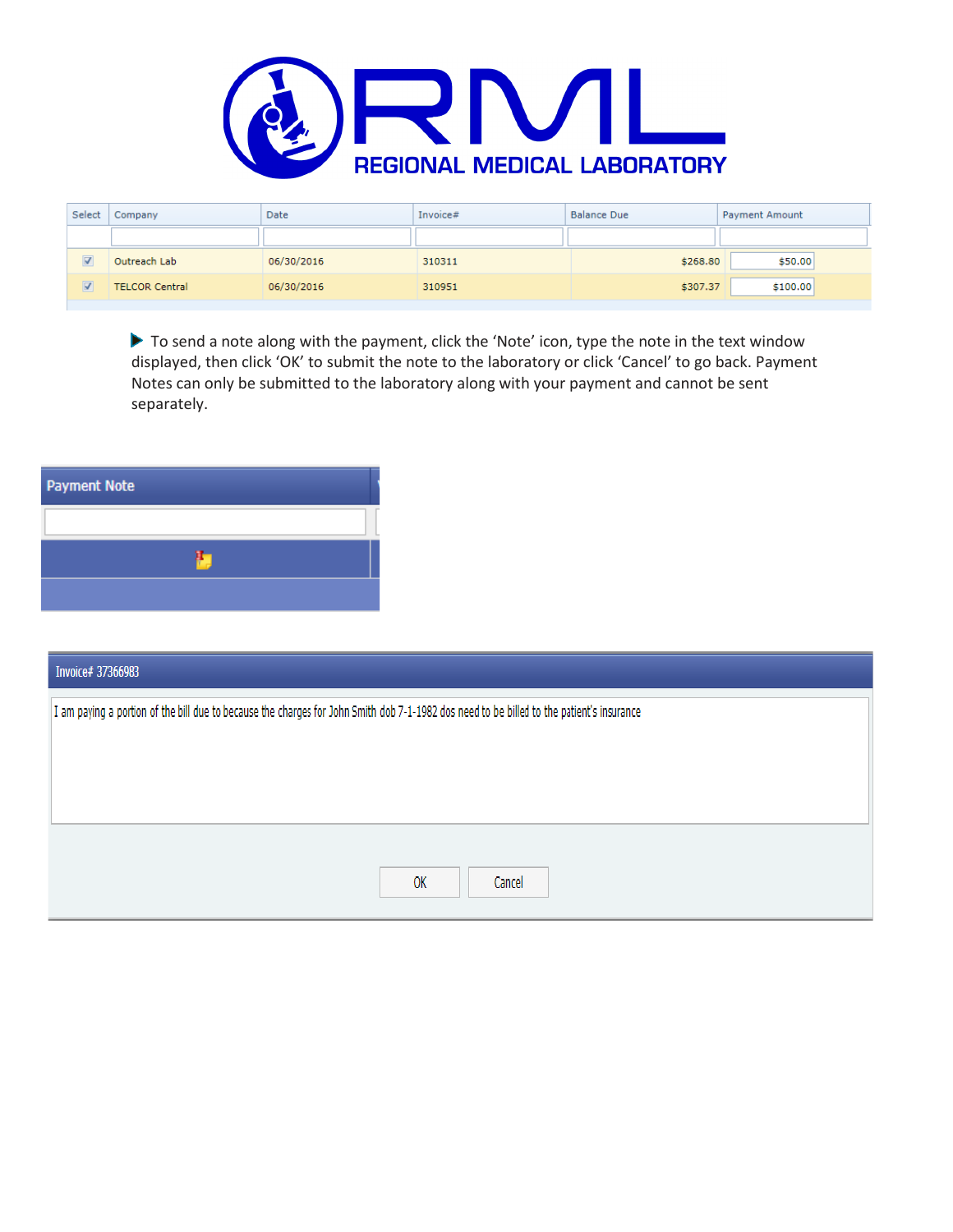# REGIONAL MEDICAL LABORATORY

| Select | Company | Date | Invoice# | Balance Due | Payment Amount |
|---|---|---|---|---|---|
| | | | | | |
| ☑ | Outreach Lab | 06/30/2016 | 310311 | $268.80 | $50.00 |
| ☑ | TELCOR Central | 06/30/2016 | 310951 | $307.37 | $100.00 |

- To send a note along with the payment, click the 'Note' icon, type the note in the text window displayed, then click 'OK' to submit the note to the laboratory or click 'Cancel' to go back. Payment Notes can only be submitted to the laboratory along with your payment and cannot be sent separately.

| Payment Note |
|---|
| |

Invoice# 37366983

I am paying a portion of the bill due to because the charges for John Smith dob 7-1-1982 dos need to be billed to the patient's insurance

OK Cancel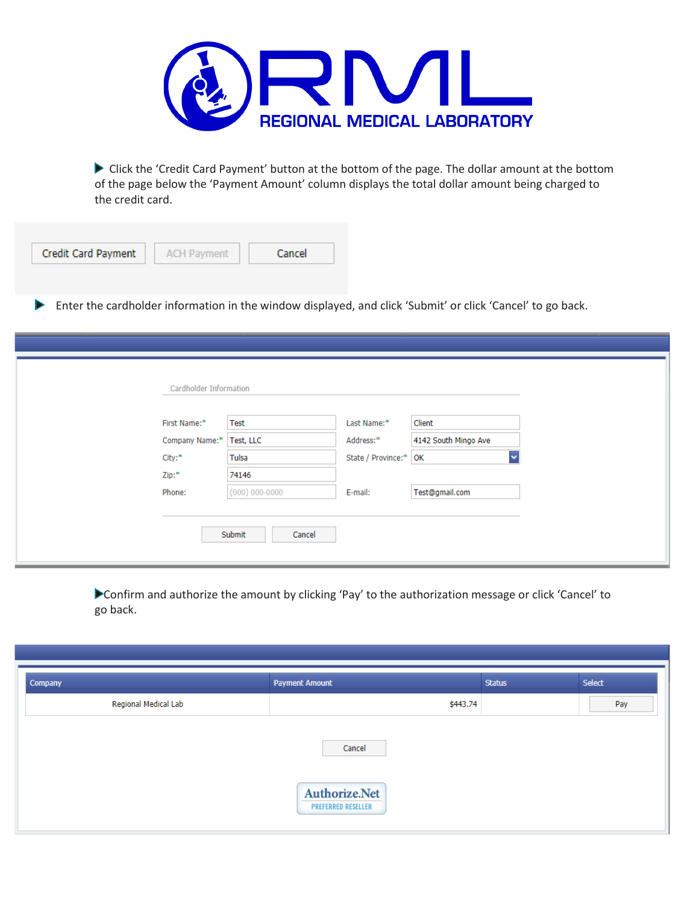# RML REGIONAL MEDICAL LABORATORY

- Click the 'Credit Card Payment' button at the bottom of the page. The dollar amount at the bottom of the page below the 'Payment Amount' column displays the total dollar amount being charged to the credit card.

Credit Card Payment | ACH Payment | Cancel

- Enter the cardholder information in the window displayed, and click 'Submit' or click 'Cancel' to go back.

Cardholder Information

| | | | |
|---|---|---|---|
| First Name:* | Test | Last Name:* | Client |
| Company Name:* | Test, LLC | Address:* | 4142 South Mingo Ave |
| City:* | Tulsa | State / Province:* | OK |
| Zip:* | 74146 | | |
| Phone: | (000) 000-0000 | E-mail: | Test@gmail.com |

Submit | Cancel

- Confirm and authorize the amount by clicking 'Pay' to the authorization message or click 'Cancel' to go back.

| Company | Payment Amount | Status | Select |
|---|---|---|---|
| Regional Medical Lab | $443.74 | | Pay |

Cancel

Authorize.Net PREFERRED RESELLER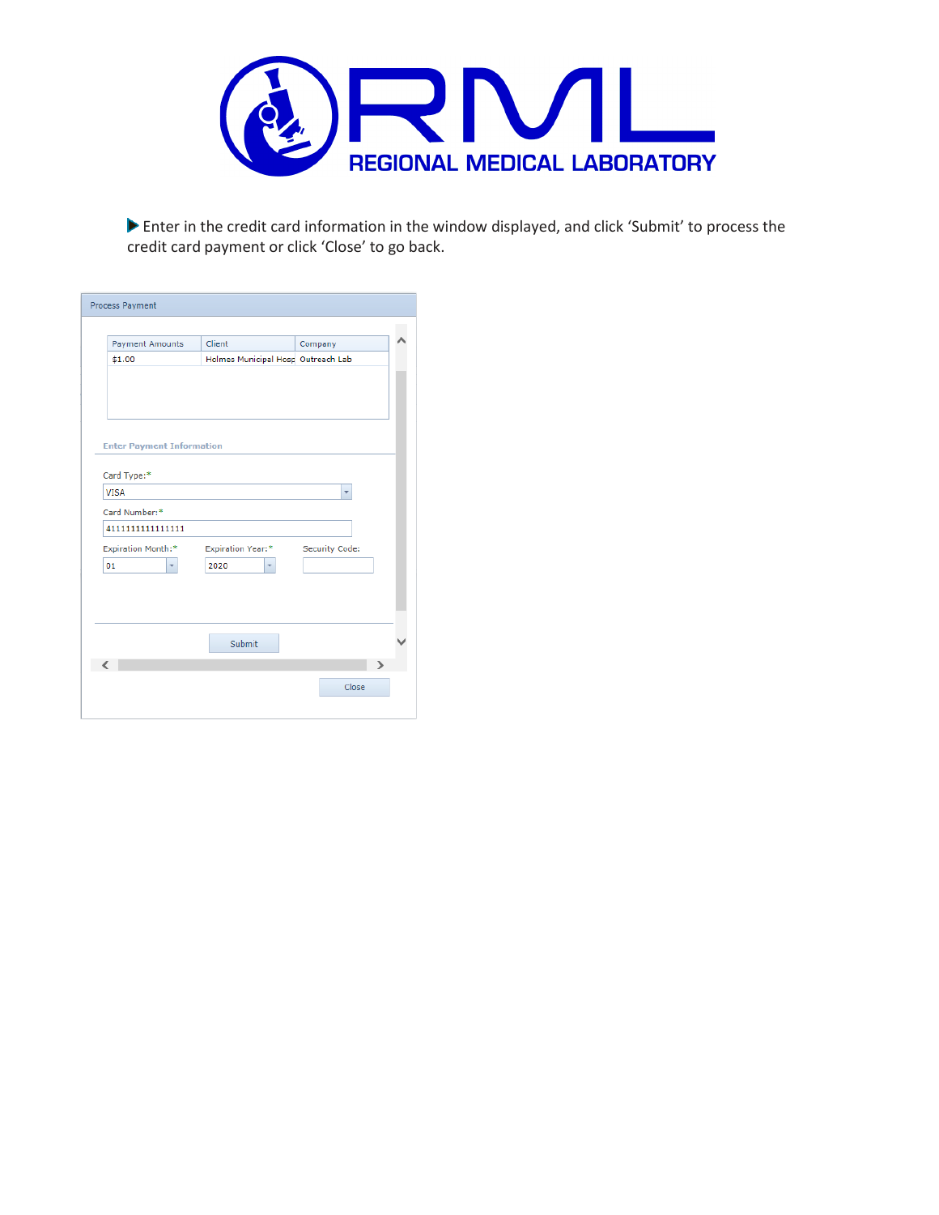▶ Enter in the credit card information in the window displayed, and click 'Submit' to process the credit card payment or click 'Close' to go back.

Process Payment

| Payment Amounts | Client | Company |
|---|---|---|
| $1.00 | Holmes Municipal Hosp | Outreach Lab |

Enter Payment Information

Card Type:*
VISA

Card Number:*
4111111111111111

Expiration Month:* 01
Expiration Year:* 2020
Security Code:

Submit

Close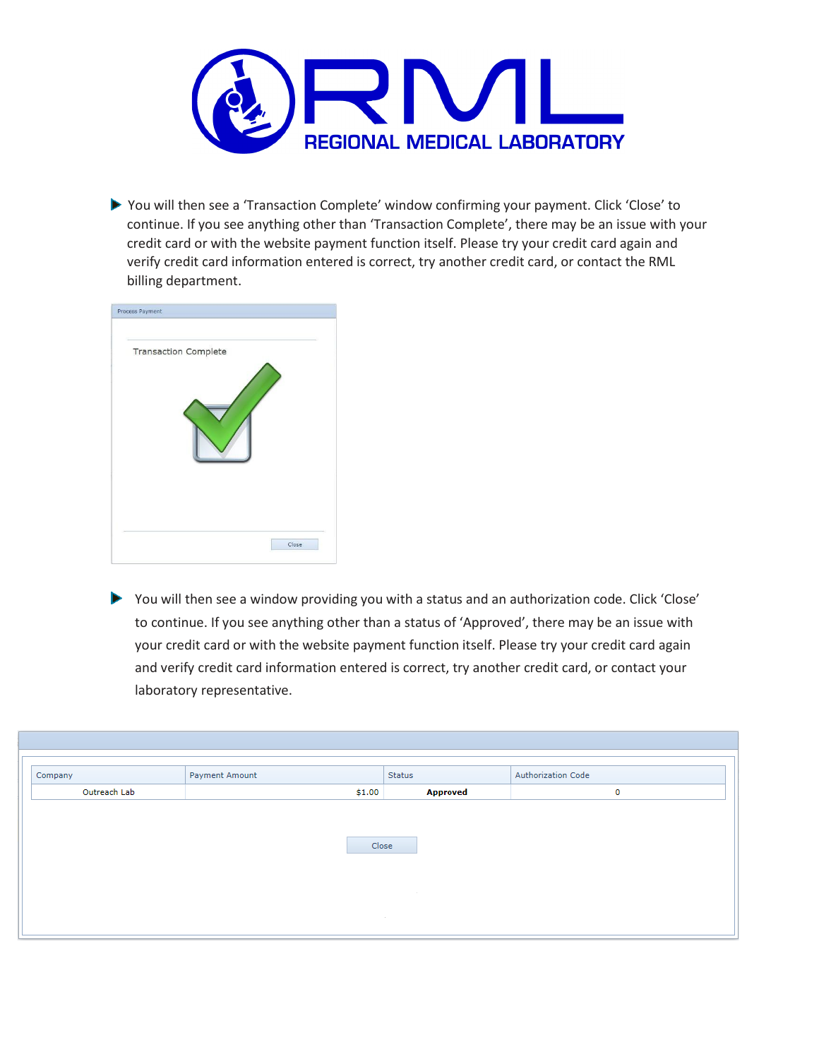- You will then see a 'Transaction Complete' window confirming your payment. Click 'Close' to continue. If you see anything other than 'Transaction Complete', there may be an issue with your credit card or with the website payment function itself. Please try your credit card again and verify credit card information entered is correct, try another credit card, or contact the RML billing department.

Process Payment

Transaction Complete

Close

- You will then see a window providing you with a status and an authorization code. Click 'Close' to continue. If you see anything other than a status of 'Approved', there may be an issue with your credit card or with the website payment function itself. Please try your credit card again and verify credit card information entered is correct, try another credit card, or contact your laboratory representative.

| Company | Payment Amount | Status | Authorization Code |
|---|---|---|---|
| Outreach Lab | $1.00 | **Approved** | 0 |

Close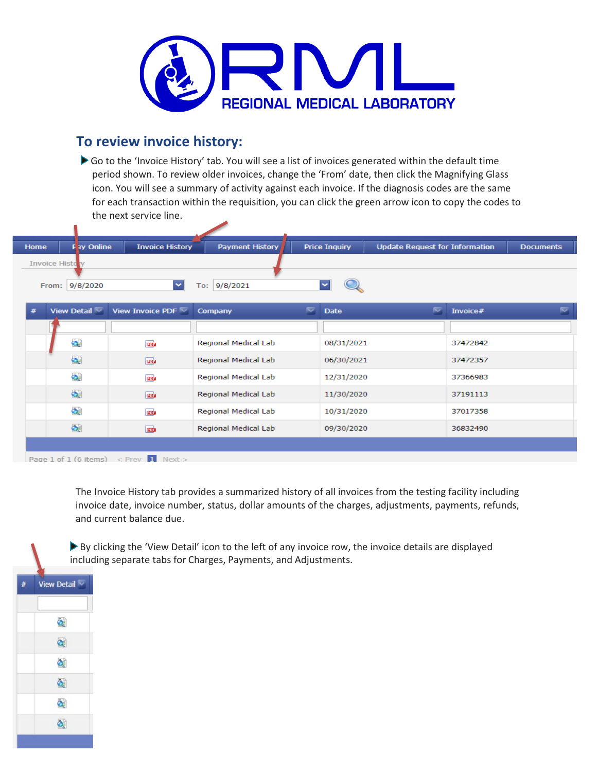# RML REGIONAL MEDICAL LABORATORY

## To review invoice history:

- Go to the 'Invoice History' tab. You will see a list of invoices generated within the default time period shown. To review older invoices, change the 'From' date, then click the Magnifying Glass icon. You will see a summary of activity against each invoice. If the diagnosis codes are the same for each transaction within the requisition, you can click the green arrow icon to copy the codes to the next service line.

Home | Pay Online | Invoice History | Payment History | Price Inquiry | Update Request for Information | Documents

Invoice History

From: 9/8/2020 To: 9/8/2021

| # | View Detail | View Invoice PDF | Company | Date | Invoice# |
|---|---|---|---|---|---|
| | | | Regional Medical Lab | 08/31/2021 | 37472842 |
| | | | Regional Medical Lab | 06/30/2021 | 37472357 |
| | | | Regional Medical Lab | 12/31/2020 | 37366983 |
| | | | Regional Medical Lab | 11/30/2020 | 37191113 |
| | | | Regional Medical Lab | 10/31/2020 | 37017358 |
| | | | Regional Medical Lab | 09/30/2020 | 36832490 |

Page 1 of 1 (6 items) < Prev 1 Next >

The Invoice History tab provides a summarized history of all invoices from the testing facility including invoice date, invoice number, status, dollar amounts of the charges, adjustments, payments, refunds, and current balance due.

- By clicking the 'View Detail' icon to the left of any invoice row, the invoice details are displayed including separate tabs for Charges, Payments, and Adjustments.

| # | View Detail |
|---|---|
| | |
| | |
| | |
| | |
| | |
| | |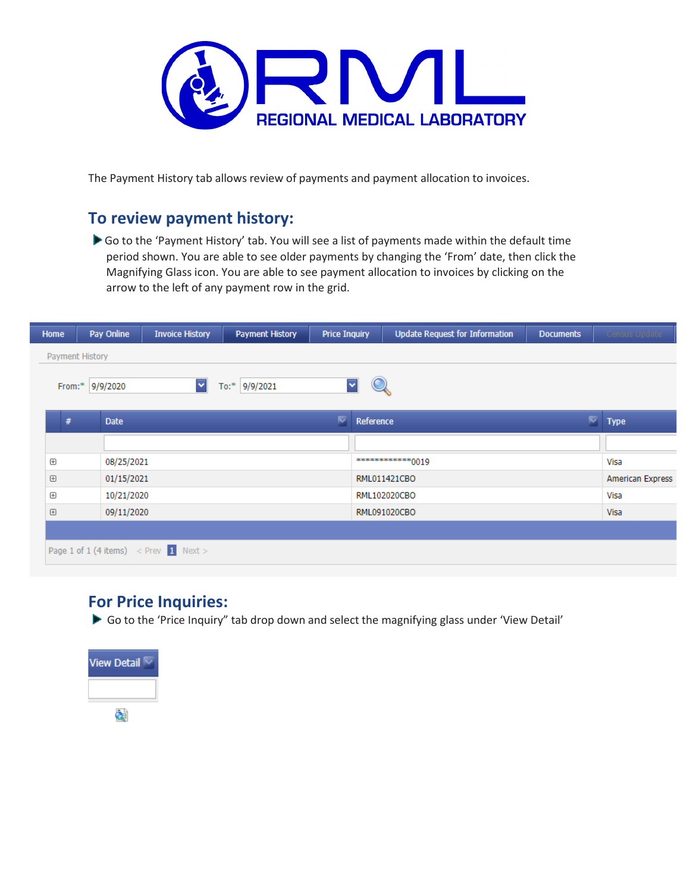The Payment History tab allows review of payments and payment allocation to invoices.

## To review payment history:

- Go to the 'Payment History' tab. You will see a list of payments made within the default time period shown. You are able to see older payments by changing the 'From' date, then click the Magnifying Glass icon. You are able to see payment allocation to invoices by clicking on the arrow to the left of any payment row in the grid.

Home | Pay Online | Invoice History | Payment History | Price Inquiry | Update Request for Information | Documents | Census Update

Payment History

From:* 9/9/2020 To:* 9/9/2021

| # | Date | Reference | Type |
|---|---|---|---|
| ⊞ | 08/25/2021 | ************0019 | Visa |
| ⊞ | 01/15/2021 | RML011421CBO | American Express |
| ⊞ | 10/21/2020 | RML102020CBO | Visa |
| ⊞ | 09/11/2020 | RML091020CBO | Visa |

Page 1 of 1 (4 items) < Prev 1 Next >

## For Price Inquiries:

- Go to the 'Price Inquiry" tab drop down and select the magnifying glass under 'View Detail'

View Detail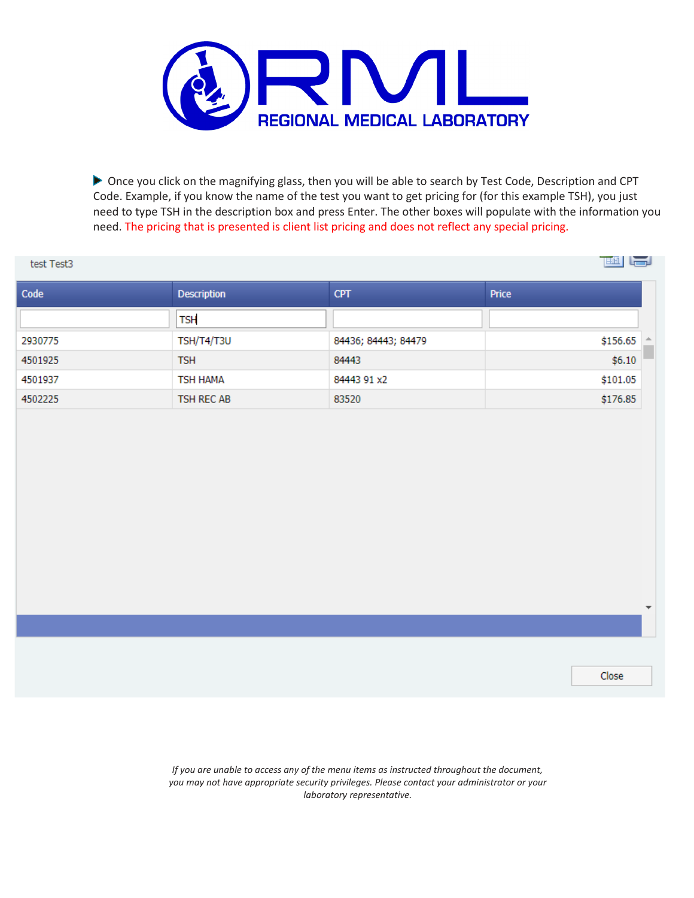RML REGIONAL MEDICAL LABORATORY

- Once you click on the magnifying glass, then you will be able to search by Test Code, Description and CPT Code. Example, if you know the name of the test you want to get pricing for (for this example TSH), you just need to type TSH in the description box and press Enter. The other boxes will populate with the information you need. The pricing that is presented is client list pricing and does not reflect any special pricing.

test Test3

| Code | Description | CPT | Price |
|---|---|---|---|
| | TSH | | |
| 2930775 | TSH/T4/T3U | 84436; 84443; 84479 | $156.65 |
| 4501925 | TSH | 84443 | $6.10 |
| 4501937 | TSH HAMA | 84443 91 x2 | $101.05 |
| 4502225 | TSH REC AB | 83520 | $176.85 |

Close

*If you are unable to access any of the menu items as instructed throughout the document, you may not have appropriate security privileges. Please contact your administrator or your laboratory representative.*